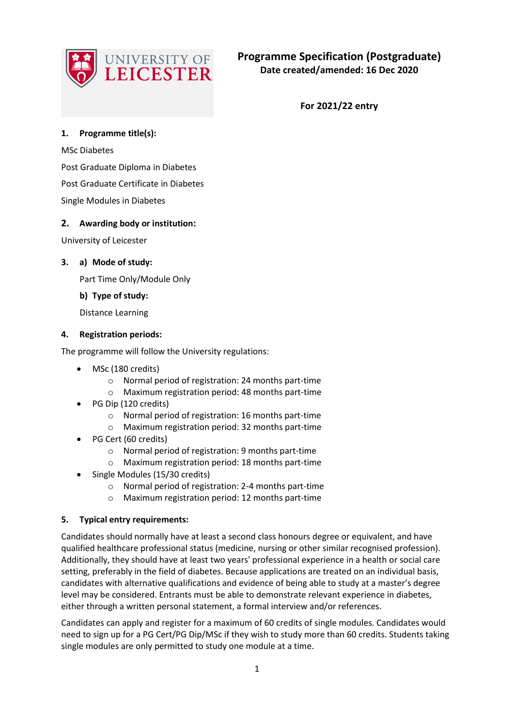**Programme Specification (Postgraduate)**
**Date created/amended: 16 Dec 2020**

**For 2021/22 entry**

## 1. Programme title(s):

MSc Diabetes

Post Graduate Diploma in Diabetes

Post Graduate Certificate in Diabetes

Single Modules in Diabetes

## 2. Awarding body or institution:

University of Leicester

## 3. a) Mode of study:

Part Time Only/Module Only

### b) Type of study:

Distance Learning

## 4. Registration periods:

The programme will follow the University regulations:

- MSc (180 credits)
  - Normal period of registration: 24 months part-time
  - Maximum registration period: 48 months part-time
- PG Dip (120 credits)
  - Normal period of registration: 16 months part-time
  - Maximum registration period: 32 months part-time
- PG Cert (60 credits)
  - Normal period of registration: 9 months part-time
  - Maximum registration period: 18 months part-time
- Single Modules (15/30 credits)
  - Normal period of registration: 2-4 months part-time
  - Maximum registration period: 12 months part-time

## 5. Typical entry requirements:

Candidates should normally have at least a second class honours degree or equivalent, and have qualified healthcare professional status (medicine, nursing or other similar recognised profession). Additionally, they should have at least two years' professional experience in a health or social care setting, preferably in the field of diabetes. Because applications are treated on an individual basis, candidates with alternative qualifications and evidence of being able to study at a master's degree level may be considered. Entrants must be able to demonstrate relevant experience in diabetes, either through a written personal statement, a formal interview and/or references.

Candidates can apply and register for a maximum of 60 credits of single modules. Candidates would need to sign up for a PG Cert/PG Dip/MSc if they wish to study more than 60 credits. Students taking single modules are only permitted to study one module at a time.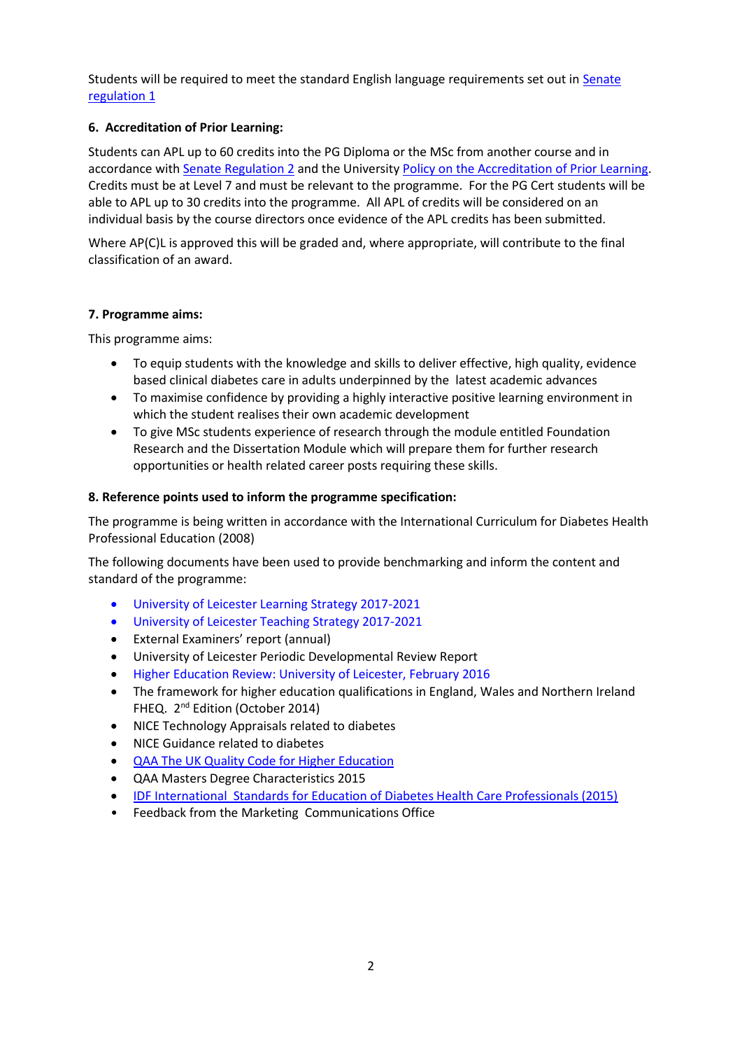Students will be required to meet the standard English language requirements set out in Senate regulation 1

### 6. Accreditation of Prior Learning:

Students can APL up to 60 credits into the PG Diploma or the MSc from another course and in accordance with Senate Regulation 2 and the University Policy on the Accreditation of Prior Learning. Credits must be at Level 7 and must be relevant to the programme. For the PG Cert students will be able to APL up to 30 credits into the programme. All APL of credits will be considered on an individual basis by the course directors once evidence of the APL credits has been submitted.

Where AP(C)L is approved this will be graded and, where appropriate, will contribute to the final classification of an award.

### 7. Programme aims:

This programme aims:

- To equip students with the knowledge and skills to deliver effective, high quality, evidence based clinical diabetes care in adults underpinned by the latest academic advances
- To maximise confidence by providing a highly interactive positive learning environment in which the student realises their own academic development
- To give MSc students experience of research through the module entitled Foundation Research and the Dissertation Module which will prepare them for further research opportunities or health related career posts requiring these skills.

### 8. Reference points used to inform the programme specification:

The programme is being written in accordance with the International Curriculum for Diabetes Health Professional Education (2008)

The following documents have been used to provide benchmarking and inform the content and standard of the programme:

- University of Leicester Learning Strategy 2017-2021
- University of Leicester Teaching Strategy 2017-2021
- External Examiners' report (annual)
- University of Leicester Periodic Developmental Review Report
- Higher Education Review: University of Leicester, February 2016
- The framework for higher education qualifications in England, Wales and Northern Ireland FHEQ. 2nd Edition (October 2014)
- NICE Technology Appraisals related to diabetes
- NICE Guidance related to diabetes
- QAA The UK Quality Code for Higher Education
- QAA Masters Degree Characteristics 2015
- IDF International Standards for Education of Diabetes Health Care Professionals (2015)
- Feedback from the Marketing Communications Office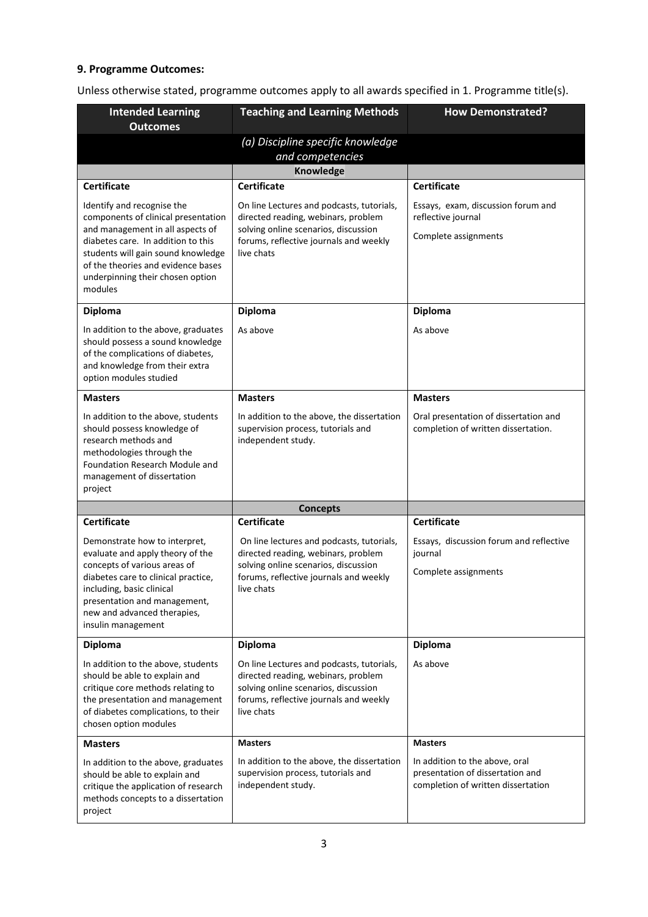### 9. Programme Outcomes:

Unless otherwise stated, programme outcomes apply to all awards specified in 1. Programme title(s).

| Intended Learning Outcomes | Teaching and Learning Methods | How Demonstrated? |
|---|---|---|
| | *(a) Discipline specific knowledge and competencies* | |
| | **Knowledge** | |
| **Certificate** | **Certificate** | **Certificate** |
| Identify and recognise the components of clinical presentation and management in all aspects of diabetes care. In addition to this students will gain sound knowledge of the theories and evidence bases underpinning their chosen option modules | On line Lectures and podcasts, tutorials, directed reading, webinars, problem solving online scenarios, discussion forums, reflective journals and weekly live chats | Essays, exam, discussion forum and reflective journal<br><br>Complete assignments |
| **Diploma** | **Diploma** | **Diploma** |
| In addition to the above, graduates should possess a sound knowledge of the complications of diabetes, and knowledge from their extra option modules studied | As above | As above |
| **Masters** | **Masters** | **Masters** |
| In addition to the above, students should possess knowledge of research methods and methodologies through the Foundation Research Module and management of dissertation project | In addition to the above, the dissertation supervision process, tutorials and independent study. | Oral presentation of dissertation and completion of written dissertation. |
| | **Concepts** | |
| **Certificate** | **Certificate** | **Certificate** |
| Demonstrate how to interpret, evaluate and apply theory of the concepts of various areas of diabetes care to clinical practice, including, basic clinical presentation and management, new and advanced therapies, insulin management | On line lectures and podcasts, tutorials, directed reading, webinars, problem solving online scenarios, discussion forums, reflective journals and weekly live chats | Essays, discussion forum and reflective journal<br><br>Complete assignments |
| **Diploma** | **Diploma** | **Diploma** |
| In addition to the above, students should be able to explain and critique core methods relating to the presentation and management of diabetes complications, to their chosen option modules | On line Lectures and podcasts, tutorials, directed reading, webinars, problem solving online scenarios, discussion forums, reflective journals and weekly live chats | As above |
| **Masters** | **Masters** | **Masters** |
| In addition to the above, graduates should be able to explain and critique the application of research methods concepts to a dissertation project | In addition to the above, the dissertation supervision process, tutorials and independent study. | In addition to the above, oral presentation of dissertation and completion of written dissertation |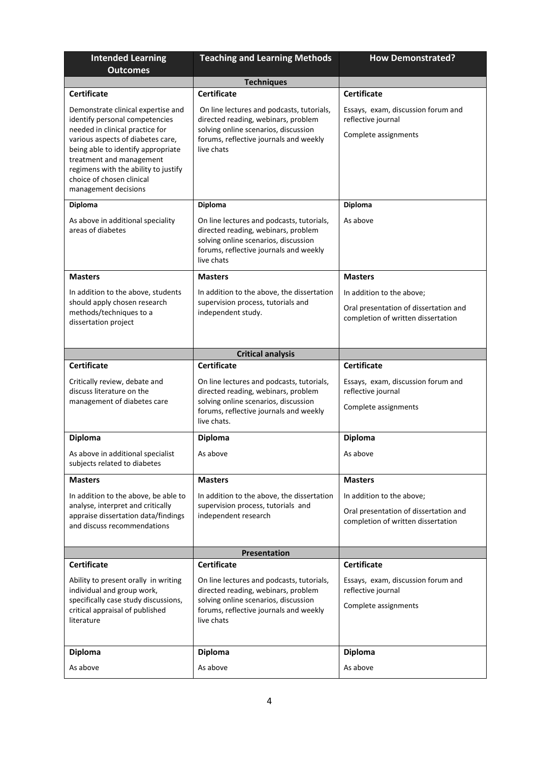| Intended Learning Outcomes | Teaching and Learning Methods | How Demonstrated? |
|---|---|---|
| | **Techniques** | |
| **Certificate**<br><br>Demonstrate clinical expertise and identify personal competencies needed in clinical practice for various aspects of diabetes care, being able to identify appropriate treatment and management regimens with the ability to justify choice of chosen clinical management decisions | **Certificate**<br><br>On line lectures and podcasts, tutorials, directed reading, webinars, problem solving online scenarios, discussion forums, reflective journals and weekly live chats | **Certificate**<br><br>Essays, exam, discussion forum and reflective journal<br><br>Complete assignments |
| **Diploma**<br><br>As above in additional speciality areas of diabetes | **Diploma**<br><br>On line lectures and podcasts, tutorials, directed reading, webinars, problem solving online scenarios, discussion forums, reflective journals and weekly live chats | **Diploma**<br><br>As above |
| **Masters**<br><br>In addition to the above, students should apply chosen research methods/techniques to a dissertation project | **Masters**<br><br>In addition to the above, the dissertation supervision process, tutorials and independent study. | **Masters**<br><br>In addition to the above;<br><br>Oral presentation of dissertation and completion of written dissertation |
| | **Critical analysis** | |
| **Certificate**<br><br>Critically review, debate and discuss literature on the management of diabetes care | **Certificate**<br><br>On line lectures and podcasts, tutorials, directed reading, webinars, problem solving online scenarios, discussion forums, reflective journals and weekly live chats. | **Certificate**<br><br>Essays, exam, discussion forum and reflective journal<br><br>Complete assignments |
| **Diploma**<br><br>As above in additional specialist subjects related to diabetes | **Diploma**<br><br>As above | **Diploma**<br><br>As above |
| **Masters**<br><br>In addition to the above, be able to analyse, interpret and critically appraise dissertation data/findings and discuss recommendations | **Masters**<br><br>In addition to the above, the dissertation supervision process, tutorials and independent research | **Masters**<br><br>In addition to the above;<br><br>Oral presentation of dissertation and completion of written dissertation |
| | **Presentation** | |
| **Certificate**<br><br>Ability to present orally in writing individual and group work, specifically case study discussions, critical appraisal of published literature | **Certificate**<br><br>On line lectures and podcasts, tutorials, directed reading, webinars, problem solving online scenarios, discussion forums, reflective journals and weekly live chats | **Certificate**<br><br>Essays, exam, discussion forum and reflective journal<br><br>Complete assignments |
| **Diploma**<br><br>As above | **Diploma**<br><br>As above | **Diploma**<br><br>As above |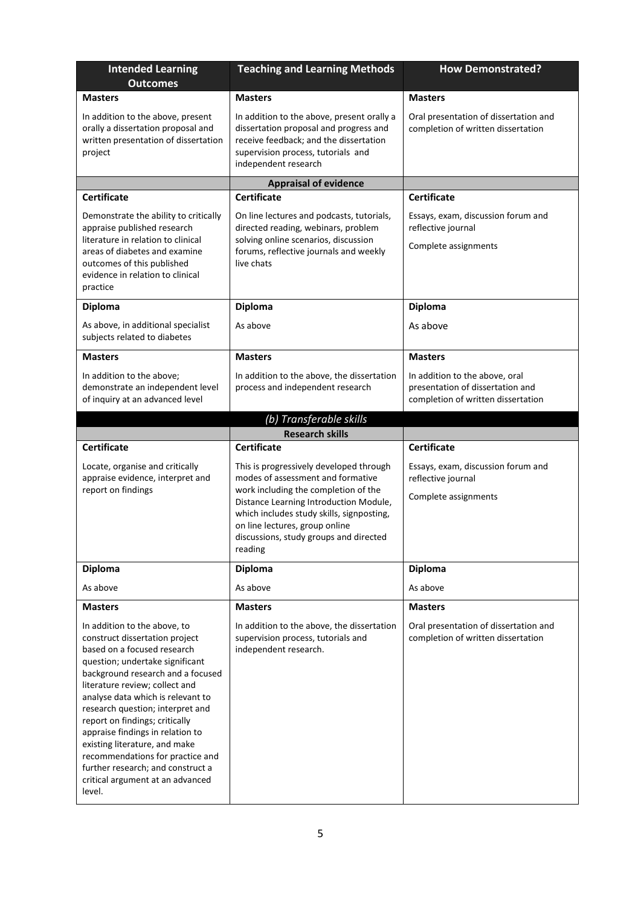| Intended Learning Outcomes | Teaching and Learning Methods | How Demonstrated? |
|---|---|---|
| **Masters** | **Masters** | **Masters** |
| In addition to the above, present orally a dissertation proposal and written presentation of dissertation project | In addition to the above, present orally a dissertation proposal and progress and receive feedback; and the dissertation supervision process, tutorials and independent research | Oral presentation of dissertation and completion of written dissertation |
| | **Appraisal of evidence** | |
| **Certificate** | **Certificate** | **Certificate** |
| Demonstrate the ability to critically appraise published research literature in relation to clinical areas of diabetes and examine outcomes of this published evidence in relation to clinical practice | On line lectures and podcasts, tutorials, directed reading, webinars, problem solving online scenarios, discussion forums, reflective journals and weekly live chats | Essays, exam, discussion forum and reflective journal<br><br>Complete assignments |
| **Diploma** | **Diploma** | **Diploma** |
| As above, in additional specialist subjects related to diabetes | As above | As above |
| **Masters** | **Masters** | **Masters** |
| In addition to the above; demonstrate an independent level of inquiry at an advanced level | In addition to the above, the dissertation process and independent research | In addition to the above, oral presentation of dissertation and completion of written dissertation |
| | *(b) Transferable skills* | |
| | **Research skills** | |
| **Certificate** | **Certificate** | **Certificate** |
| Locate, organise and critically appraise evidence, interpret and report on findings | This is progressively developed through modes of assessment and formative work including the completion of the Distance Learning Introduction Module, which includes study skills, signposting, on line lectures, group online discussions, study groups and directed reading | Essays, exam, discussion forum and reflective journal<br><br>Complete assignments |
| **Diploma** | **Diploma** | **Diploma** |
| As above | As above | As above |
| **Masters** | **Masters** | **Masters** |
| In addition to the above, to construct dissertation project based on a focused research question; undertake significant background research and a focused literature review; collect and analyse data which is relevant to research question; interpret and report on findings; critically appraise findings in relation to existing literature, and make recommendations for practice and further research; and construct a critical argument at an advanced level. | In addition to the above, the dissertation supervision process, tutorials and independent research. | Oral presentation of dissertation and completion of written dissertation |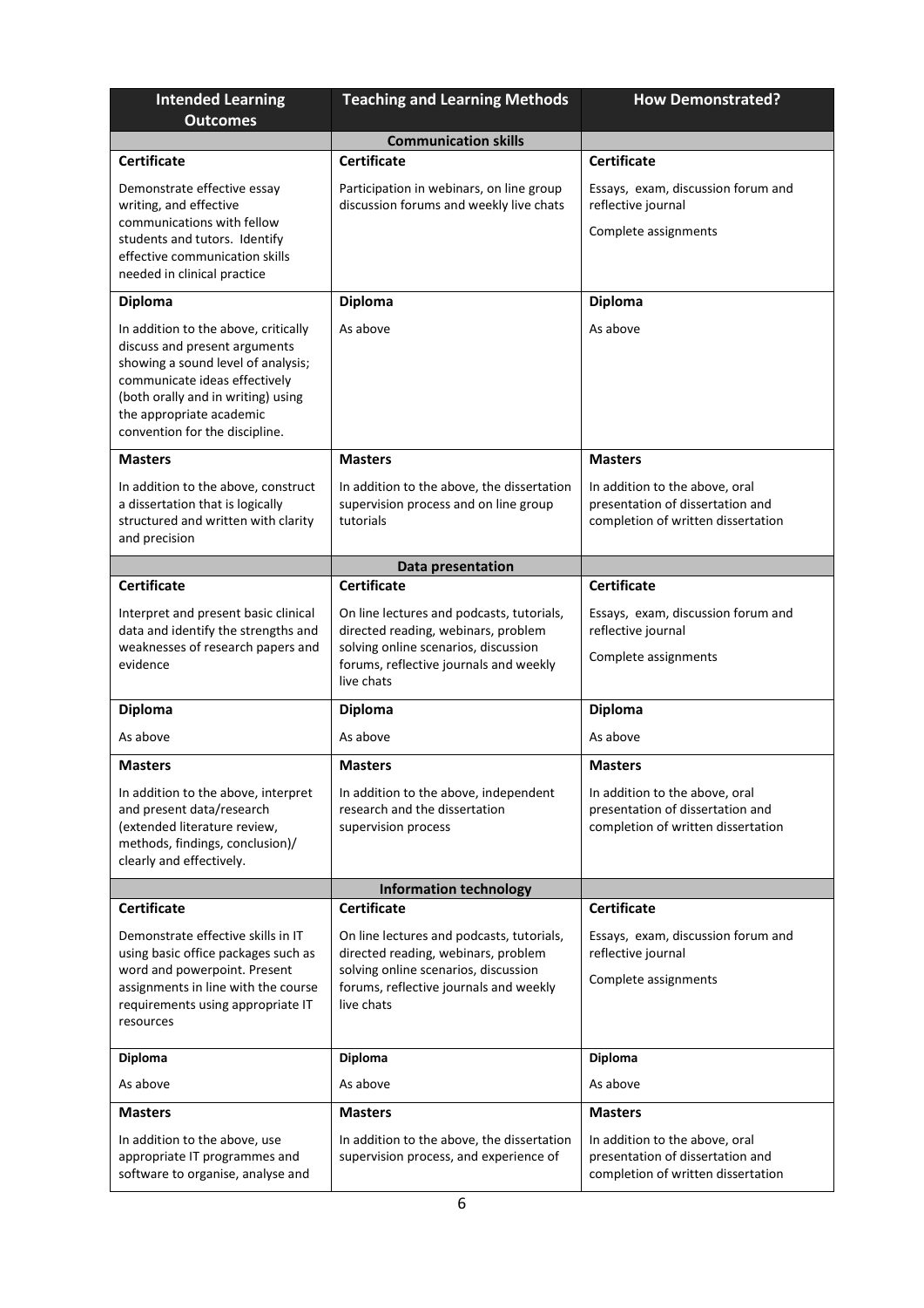| Intended Learning Outcomes | Teaching and Learning Methods | How Demonstrated? |
|---|---|---|
| | **Communication skills** | |
| **Certificate** | **Certificate** | **Certificate** |
| Demonstrate effective essay writing, and effective communications with fellow students and tutors. Identify effective communication skills needed in clinical practice | Participation in webinars, on line group discussion forums and weekly live chats | Essays, exam, discussion forum and reflective journal<br><br>Complete assignments |
| **Diploma** | **Diploma** | **Diploma** |
| In addition to the above, critically discuss and present arguments showing a sound level of analysis; communicate ideas effectively (both orally and in writing) using the appropriate academic convention for the discipline. | As above | As above |
| **Masters** | **Masters** | **Masters** |
| In addition to the above, construct a dissertation that is logically structured and written with clarity and precision | In addition to the above, the dissertation supervision process and on line group tutorials | In addition to the above, oral presentation of dissertation and completion of written dissertation |
| | **Data presentation** | |
| **Certificate** | **Certificate** | **Certificate** |
| Interpret and present basic clinical data and identify the strengths and weaknesses of research papers and evidence | On line lectures and podcasts, tutorials, directed reading, webinars, problem solving online scenarios, discussion forums, reflective journals and weekly live chats | Essays, exam, discussion forum and reflective journal<br><br>Complete assignments |
| **Diploma** | **Diploma** | **Diploma** |
| As above | As above | As above |
| **Masters** | **Masters** | **Masters** |
| In addition to the above, interpret and present data/research (extended literature review, methods, findings, conclusion)/ clearly and effectively. | In addition to the above, independent research and the dissertation supervision process | In addition to the above, oral presentation of dissertation and completion of written dissertation |
| | **Information technology** | |
| **Certificate** | **Certificate** | **Certificate** |
| Demonstrate effective skills in IT using basic office packages such as word and powerpoint. Present assignments in line with the course requirements using appropriate IT resources | On line lectures and podcasts, tutorials, directed reading, webinars, problem solving online scenarios, discussion forums, reflective journals and weekly live chats | Essays, exam, discussion forum and reflective journal<br><br>Complete assignments |
| **Diploma** | **Diploma** | **Diploma** |
| As above | As above | As above |
| **Masters** | **Masters** | **Masters** |
| In addition to the above, use appropriate IT programmes and software to organise, analyse and | In addition to the above, the dissertation supervision process, and experience of | In addition to the above, oral presentation of dissertation and completion of written dissertation |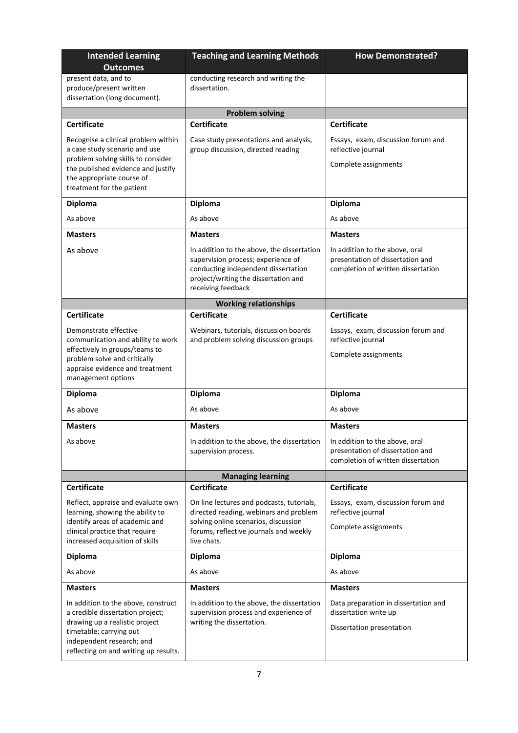| Intended Learning Outcomes | Teaching and Learning Methods | How Demonstrated? |
| --- | --- | --- |
| present data, and to produce/present written dissertation (long document). | conducting research and writing the dissertation. | |
| | **Problem solving** | |
| **Certificate** | **Certificate** | **Certificate** |
| Recognise a clinical problem within a case study scenario and use problem solving skills to consider the published evidence and justify the appropriate course of treatment for the patient | Case study presentations and analysis, group discussion, directed reading | Essays, exam, discussion forum and reflective journal<br><br>Complete assignments |
| **Diploma**<br><br>As above | **Diploma**<br><br>As above | **Diploma**<br><br>As above |
| **Masters**<br><br>As above | **Masters**<br><br>In addition to the above, the dissertation supervision process; experience of conducting independent dissertation project/writing the dissertation and receiving feedback | **Masters**<br><br>In addition to the above, oral presentation of dissertation and completion of written dissertation |
| | **Working relationships** | |
| **Certificate** | **Certificate** | **Certificate** |
| Demonstrate effective communication and ability to work effectively in groups/teams to problem solve and critically appraise evidence and treatment management options | Webinars, tutorials, discussion boards and problem solving discussion groups | Essays, exam, discussion forum and reflective journal<br><br>Complete assignments |
| **Diploma**<br><br>As above | **Diploma**<br><br>As above | **Diploma**<br><br>As above |
| **Masters**<br><br>As above | **Masters**<br><br>In addition to the above, the dissertation supervision process. | **Masters**<br><br>In addition to the above, oral presentation of dissertation and completion of written dissertation |
| | **Managing learning** | |
| **Certificate** | **Certificate** | **Certificate** |
| Reflect, appraise and evaluate own learning, showing the ability to identify areas of academic and clinical practice that require increased acquisition of skills | On line lectures and podcasts, tutorials, directed reading, webinars and problem solving online scenarios, discussion forums, reflective journals and weekly live chats. | Essays, exam, discussion forum and reflective journal<br><br>Complete assignments |
| **Diploma**<br><br>As above | **Diploma**<br><br>As above | **Diploma**<br><br>As above |
| **Masters**<br><br>In addition to the above, construct a credible dissertation project; drawing up a realistic project timetable; carrying out independent research; and reflecting on and writing up results. | **Masters**<br><br>In addition to the above, the dissertation supervision process and experience of writing the dissertation. | **Masters**<br><br>Data preparation in dissertation and dissertation write up<br><br>Dissertation presentation |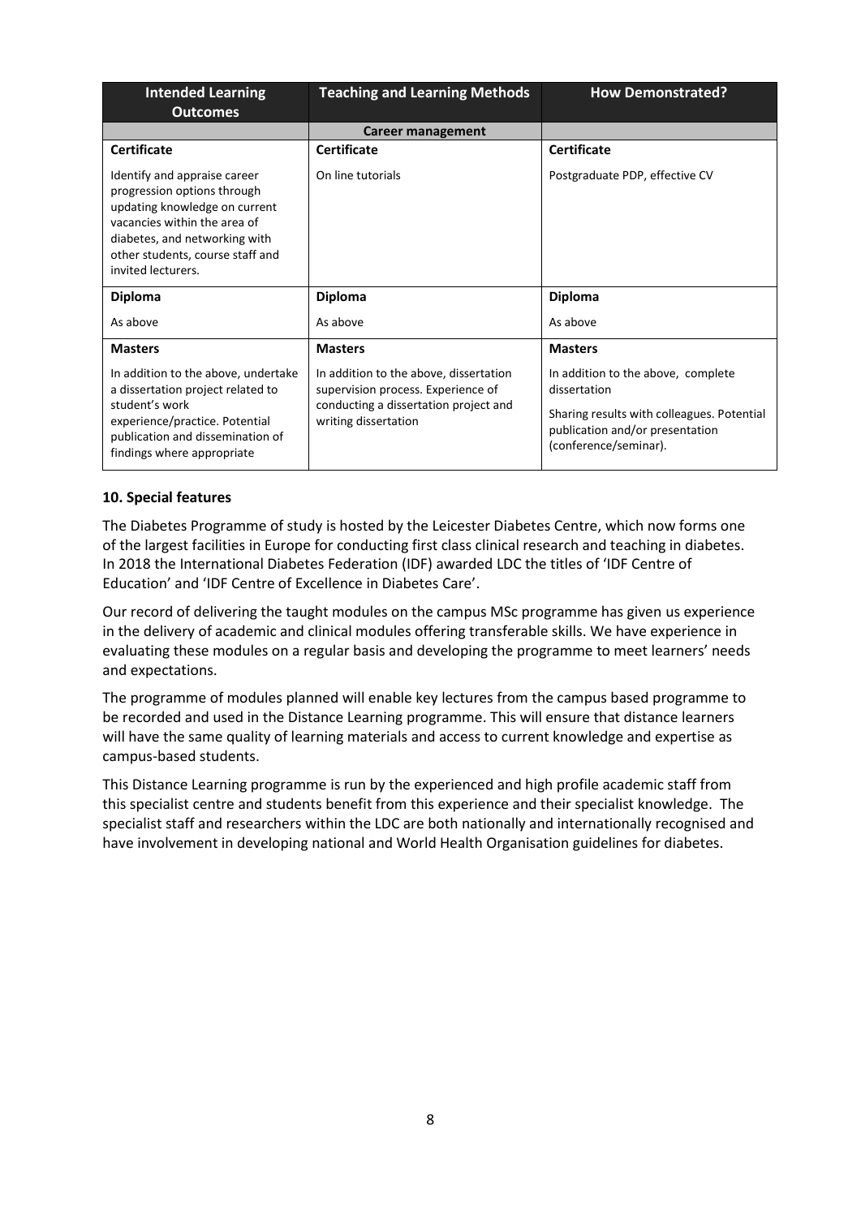| Intended Learning Outcomes | Teaching and Learning Methods | How Demonstrated? |
|---|---|---|
| | **Career management** | |
| **Certificate**<br><br>Identify and appraise career progression options through updating knowledge on current vacancies within the area of diabetes, and networking with other students, course staff and invited lecturers. | **Certificate**<br><br>On line tutorials | **Certificate**<br><br>Postgraduate PDP, effective CV |
| **Diploma**<br><br>As above | **Diploma**<br><br>As above | **Diploma**<br><br>As above |
| **Masters**<br><br>In addition to the above, undertake a dissertation project related to student's work experience/practice. Potential publication and dissemination of findings where appropriate | **Masters**<br><br>In addition to the above, dissertation supervision process. Experience of conducting a dissertation project and writing dissertation | **Masters**<br><br>In addition to the above, complete dissertation<br><br>Sharing results with colleagues. Potential publication and/or presentation (conference/seminar). |

## 10. Special features

The Diabetes Programme of study is hosted by the Leicester Diabetes Centre, which now forms one of the largest facilities in Europe for conducting first class clinical research and teaching in diabetes. In 2018 the International Diabetes Federation (IDF) awarded LDC the titles of 'IDF Centre of Education' and 'IDF Centre of Excellence in Diabetes Care'.

Our record of delivering the taught modules on the campus MSc programme has given us experience in the delivery of academic and clinical modules offering transferable skills. We have experience in evaluating these modules on a regular basis and developing the programme to meet learners' needs and expectations.

The programme of modules planned will enable key lectures from the campus based programme to be recorded and used in the Distance Learning programme. This will ensure that distance learners will have the same quality of learning materials and access to current knowledge and expertise as campus-based students.

This Distance Learning programme is run by the experienced and high profile academic staff from this specialist centre and students benefit from this experience and their specialist knowledge. The specialist staff and researchers within the LDC are both nationally and internationally recognised and have involvement in developing national and World Health Organisation guidelines for diabetes.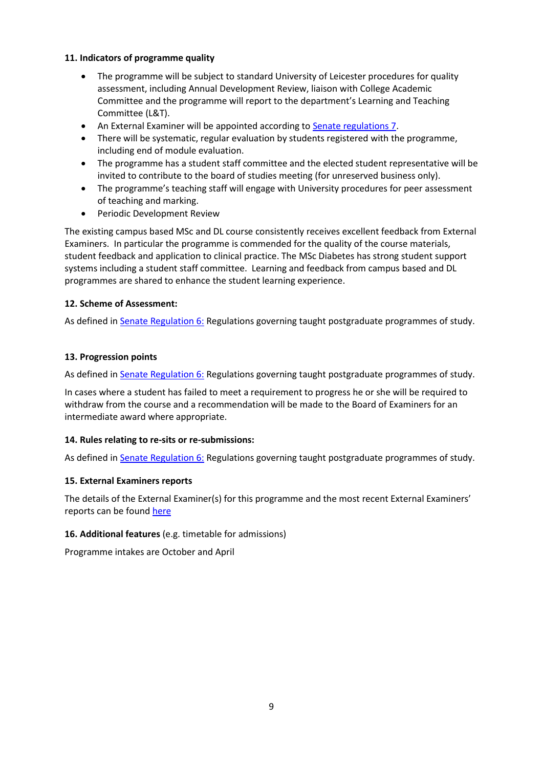**11. Indicators of programme quality**

- The programme will be subject to standard University of Leicester procedures for quality assessment, including Annual Development Review, liaison with College Academic Committee and the programme will report to the department's Learning and Teaching Committee (L&T).
- An External Examiner will be appointed according to Senate regulations 7.
- There will be systematic, regular evaluation by students registered with the programme, including end of module evaluation.
- The programme has a student staff committee and the elected student representative will be invited to contribute to the board of studies meeting (for unreserved business only).
- The programme's teaching staff will engage with University procedures for peer assessment of teaching and marking.
- Periodic Development Review

The existing campus based MSc and DL course consistently receives excellent feedback from External Examiners. In particular the programme is commended for the quality of the course materials, student feedback and application to clinical practice. The MSc Diabetes has strong student support systems including a student staff committee. Learning and feedback from campus based and DL programmes are shared to enhance the student learning experience.

**12. Scheme of Assessment:**

As defined in Senate Regulation 6: Regulations governing taught postgraduate programmes of study.

**13. Progression points**

As defined in Senate Regulation 6: Regulations governing taught postgraduate programmes of study.

In cases where a student has failed to meet a requirement to progress he or she will be required to withdraw from the course and a recommendation will be made to the Board of Examiners for an intermediate award where appropriate.

**14. Rules relating to re-sits or re-submissions:**

As defined in Senate Regulation 6: Regulations governing taught postgraduate programmes of study.

**15. External Examiners reports**

The details of the External Examiner(s) for this programme and the most recent External Examiners' reports can be found here

**16. Additional features** (e.g. timetable for admissions)

Programme intakes are October and April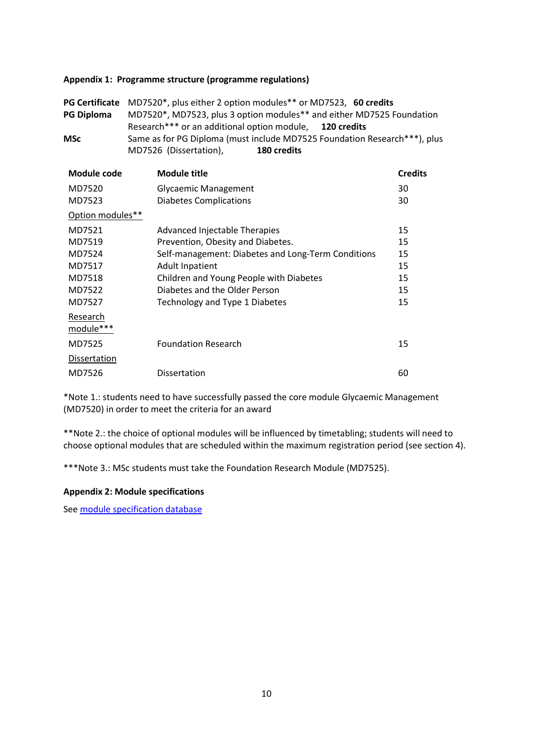**Appendix 1: Programme structure (programme regulations)**

**PG Certificate** MD7520*, plus either 2 option modules** or MD7523, **60 credits**

**PG Diploma** MD7520*, MD7523, plus 3 option modules** and either MD7525 Foundation Research*** or an additional option module, **120 credits**

**MSc** Same as for PG Diploma (must include MD7525 Foundation Research***), plus MD7526 (Dissertation), **180 credits**

| Module code | Module title | Credits |
|---|---|---|
| MD7520 | Glycaemic Management | 30 |
| MD7523 | Diabetes Complications | 30 |
| Option modules** | | |
| MD7521 | Advanced Injectable Therapies | 15 |
| MD7519 | Prevention, Obesity and Diabetes. | 15 |
| MD7524 | Self-management: Diabetes and Long-Term Conditions | 15 |
| MD7517 | Adult Inpatient | 15 |
| MD7518 | Children and Young People with Diabetes | 15 |
| MD7522 | Diabetes and the Older Person | 15 |
| MD7527 | Technology and Type 1 Diabetes | 15 |
| Research module*** | | |
| MD7525 | Foundation Research | 15 |
| Dissertation | | |
| MD7526 | Dissertation | 60 |

*Note 1.: students need to have successfully passed the core module Glycaemic Management (MD7520) in order to meet the criteria for an award

**Note 2.: the choice of optional modules will be influenced by timetabling; students will need to choose optional modules that are scheduled within the maximum registration period (see section 4).

***Note 3.: MSc students must take the Foundation Research Module (MD7525).

**Appendix 2: Module specifications**

See module specification database